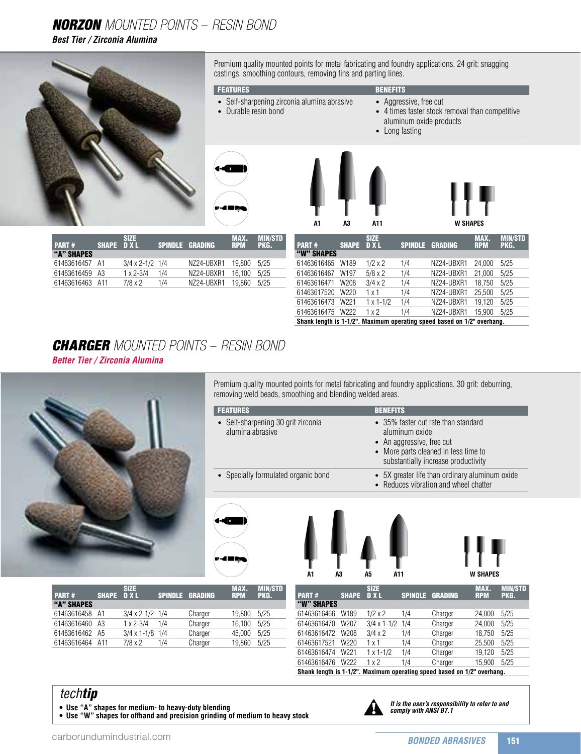# *NORZON* MOUNTED POINTS – RESIN BOND

***Best Tier / Zirconia Alumina***

Premium quality mounted points for metal fabricating and foundry applications. 24 grit: snagging castings, smoothing contours, removing fins and parting lines.

| FEATURES | BENEFITS |
|---|---|
| • Self-sharpening zirconia alumina abrasive<br>• Durable resin bond | • Aggressive, free cut<br>• 4 times faster stock removal than competitive aluminum oxide products<br>• Long lasting |

A1 A3 A11 W SHAPES

| PART # | SHAPE | SIZE D X L | SPINDLE | GRADING | MAX. RPM | MIN/STD PKG. |
|---|---|---|---|---|---|---|
| **"A" SHAPES** | | | | | | |
| 61463616457 | A1 | 3/4 x 2-1/2 | 1/4 | NZ24-UBXR1 | 19,800 | 5/25 |
| 61463616459 | A3 | 1 x 2-3/4 | 1/4 | NZ24-UBXR1 | 16,100 | 5/25 |
| 61463616463 | A11 | 7/8 x 2 | 1/4 | NZ24-UBXR1 | 19,860 | 5/25 |

| PART # | SHAPE | SIZE D X L | SPINDLE | GRADING | MAX. RPM | MIN/STD PKG. |
|---|---|---|---|---|---|---|
| **"W" SHAPES** | | | | | | |
| 61463616465 | W189 | 1/2 x 2 | 1/4 | NZ24-UBXR1 | 24,000 | 5/25 |
| 61463616467 | W197 | 5/8 x 2 | 1/4 | NZ24-UBXR1 | 21,000 | 5/25 |
| 61463616471 | W208 | 3/4 x 2 | 1/4 | NZ24-UBXR1 | 18,750 | 5/25 |
| 61463617520 | W220 | 1 x 1 | 1/4 | NZ24-UBXR1 | 25,500 | 5/25 |
| 61463616473 | W221 | 1 x 1-1/2 | 1/4 | NZ24-UBXR1 | 19,120 | 5/25 |
| 61463616475 | W222 | 1 x 2 | 1/4 | NZ24-UBXR1 | 15,900 | 5/25 |

**Shank length is 1-1/2". Maximum operating speed based on 1/2" overhang.**

# *CHARGER* MOUNTED POINTS – RESIN BOND

***Better Tier / Zirconia Alumina***

Premium quality mounted points for metal fabricating and foundry applications. 30 grit: deburring, removing weld beads, smoothing and blending welded areas.

| FEATURES | BENEFITS |
|---|---|
| • Self-sharpening 30 grit zirconia alumina abrasive | • 35% faster cut rate than standard aluminum oxide<br>• An aggressive, free cut<br>• More parts cleaned in less time to substantially increase productivity |
| • Specially formulated organic bond | • 5X greater life than ordinary aluminum oxide<br>• Reduces vibration and wheel chatter |

A1 A3 A5 A11 W SHAPES

| PART # | SHAPE | SIZE D X L | SPINDLE | GRADING | MAX. RPM | MIN/STD PKG. |
|---|---|---|---|---|---|---|
| **"A" SHAPES** | | | | | | |
| 61463616458 | A1 | 3/4 x 2-1/2 | 1/4 | Charger | 19,800 | 5/25 |
| 61463616460 | A3 | 1 x 2-3/4 | 1/4 | Charger | 16,100 | 5/25 |
| 61463616462 | A5 | 3/4 x 1-1/8 | 1/4 | Charger | 45,000 | 5/25 |
| 61463616464 | A11 | 7/8 x 2 | 1/4 | Charger | 19,860 | 5/25 |

| PART # | SHAPE | SIZE D X L | SPINDLE | GRADING | MAX. RPM | MIN/STD PKG. |
|---|---|---|---|---|---|---|
| **"W" SHAPES** | | | | | | |
| 61463616466 | W189 | 1/2 x 2 | 1/4 | Charger | 24,000 | 5/25 |
| 61463616470 | W207 | 3/4 x 1-1/2 | 1/4 | Charger | 24,000 | 5/25 |
| 61463616472 | W208 | 3/4 x 2 | 1/4 | Charger | 18,750 | 5/25 |
| 61463617521 | W220 | 1 x 1 | 1/4 | Charger | 25,500 | 5/25 |
| 61463616474 | W221 | 1 x 1-1/2 | 1/4 | Charger | 19,120 | 5/25 |
| 61463616476 | W222 | 1 x 2 | 1/4 | Charger | 15,900 | 5/25 |

**Shank length is 1-1/2". Maximum operating speed based on 1/2" overhang.**

*tech**tip***

- **Use "A" shapes for medium- to heavy-duty blending**
- **Use "W" shapes for offhand and precision grinding of medium to heavy stock**

***It is the user's responsibility to refer to and comply with ANSI B7.1***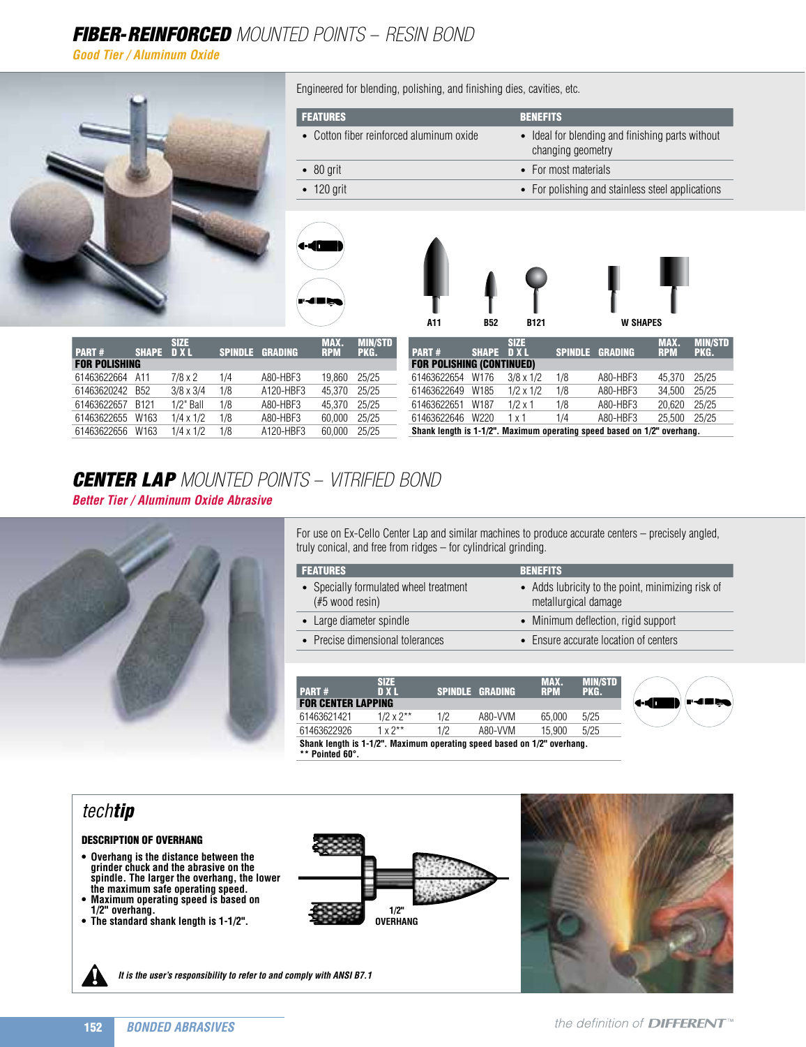# ***FIBER-REINFORCED*** *MOUNTED POINTS – RESIN BOND*

***Good Tier / Aluminum Oxide***

Engineered for blending, polishing, and finishing dies, cavities, etc.

| FEATURES | BENEFITS |
|---|---|
| • Cotton fiber reinforced aluminum oxide | • Ideal for blending and finishing parts without changing geometry |
| • 80 grit | • For most materials |
| • 120 grit | • For polishing and stainless steel applications |

A11 B52 B121 W SHAPES

| PART # | SHAPE | SIZE D X L | SPINDLE | GRADING | MAX. RPM | MIN/STD PKG. |
|---|---|---|---|---|---|---|
| **FOR POLISHING** | | | | | | |
| 61463622664 | A11 | 7/8 x 2 | 1/4 | A80-HBF3 | 19,860 | 25/25 |
| 61463620242 | B52 | 3/8 x 3/4 | 1/8 | A120-HBF3 | 45,370 | 25/25 |
| 61463622657 | B121 | 1/2" Ball | 1/8 | A80-HBF3 | 45,370 | 25/25 |
| 61463622655 | W163 | 1/4 x 1/2 | 1/8 | A80-HBF3 | 60,000 | 25/25 |
| 61463622656 | W163 | 1/4 x 1/2 | 1/8 | A120-HBF3 | 60,000 | 25/25 |
| **FOR POLISHING (CONTINUED)** | | | | | | |
| 61463622654 | W176 | 3/8 x 1/2 | 1/8 | A80-HBF3 | 45,370 | 25/25 |
| 61463622649 | W185 | 1/2 x 1/2 | 1/8 | A80-HBF3 | 34,500 | 25/25 |
| 61463622651 | W187 | 1/2 x 1 | 1/8 | A80-HBF3 | 20,620 | 25/25 |
| 61463622646 | W220 | 1 x 1 | 1/4 | A80-HBF3 | 25,500 | 25/25 |

**Shank length is 1-1/2". Maximum operating speed based on 1/2" overhang.**

# ***CENTER LAP*** *MOUNTED POINTS – VITRIFIED BOND*

***Better Tier / Aluminum Oxide Abrasive***

For use on Ex-Cello Center Lap and similar machines to produce accurate centers – precisely angled, truly conical, and free from ridges – for cylindrical grinding.

| FEATURES | BENEFITS |
|---|---|
| • Specially formulated wheel treatment (#5 wood resin) | • Adds lubricity to the point, minimizing risk of metallurgical damage |
| • Large diameter spindle | • Minimum deflection, rigid support |
| • Precise dimensional tolerances | • Ensure accurate location of centers |

| PART # | SIZE D X L | SPINDLE | GRADING | MAX. RPM | MIN/STD PKG. |
|---|---|---|---|---|---|
| **FOR CENTER LAPPING** | | | | | |
| 61463621421 | 1/2 x 2** | 1/2 | A80-VVM | 65,000 | 5/25 |
| 61463622926 | 1 x 2** | 1/2 | A80-VVM | 15,900 | 5/25 |

**Shank length is 1-1/2". Maximum operating speed based on 1/2" overhang.**
**** Pointed 60°.**

## *tech**tip***

**DESCRIPTION OF OVERHANG**

- **Overhang is the distance between the grinder chuck and the abrasive on the spindle. The larger the overhang, the lower the maximum safe operating speed.**
- **Maximum operating speed is based on 1/2" overhang.**
- **The standard shank length is 1-1/2".**

1/2" OVERHANG

***It is the user's responsibility to refer to and comply with ANSI B7.1***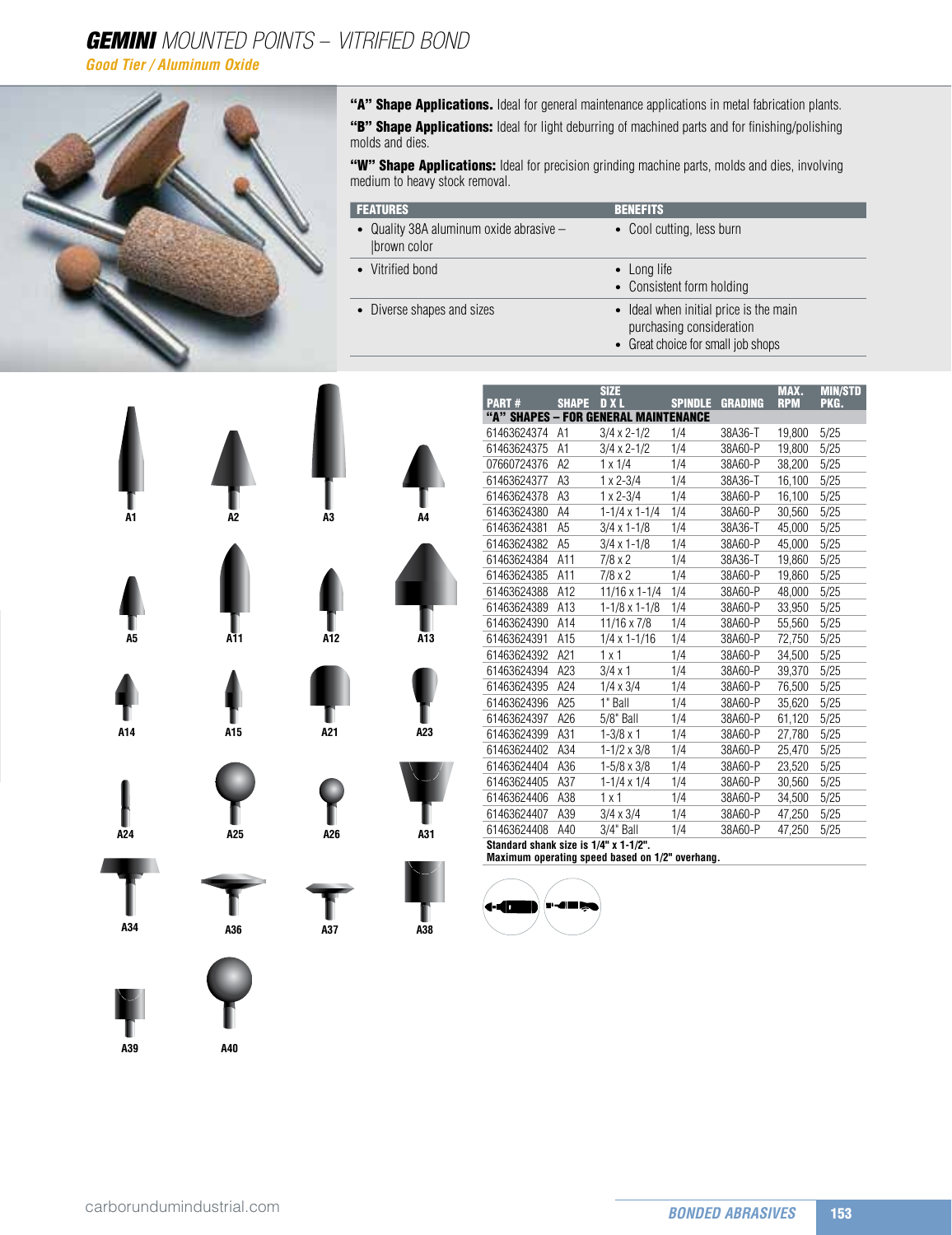# ***GEMINI*** *MOUNTED POINTS – VITRIFIED BOND*

***Good Tier / Aluminum Oxide***

**"A" Shape Applications.** Ideal for general maintenance applications in metal fabrication plants.

**"B" Shape Applications:** Ideal for light deburring of machined parts and for finishing/polishing molds and dies.

**"W" Shape Applications:** Ideal for precision grinding machine parts, molds and dies, involving medium to heavy stock removal.

| FEATURES | BENEFITS |
|---|---|
| • Quality 38A aluminum oxide abrasive – brown color | • Cool cutting, less burn |
| • Vitrified bond | • Long life<br>• Consistent form holding |
| • Diverse shapes and sizes | • Ideal when initial price is the main purchasing consideration<br>• Great choice for small job shops |

A1 A2 A3 A4 A5 A11 A12 A13 A14 A15 A21 A23 A24 A25 A26 A31 A34 A36 A37 A38 A39 A40

| PART # | SHAPE | SIZE D X L | SPINDLE | GRADING | MAX. RPM | MIN/STD PKG. |
|---|---|---|---|---|---|---|
| **"A" SHAPES – FOR GENERAL MAINTENANCE** | | | | | | |
| 61463624374 | A1 | 3/4 x 2-1/2 | 1/4 | 38A36-T | 19,800 | 5/25 |
| 61463624375 | A1 | 3/4 x 2-1/2 | 1/4 | 38A60-P | 19,800 | 5/25 |
| 07660724376 | A2 | 1 x 1/4 | 1/4 | 38A60-P | 38,200 | 5/25 |
| 61463624377 | A3 | 1 x 2-3/4 | 1/4 | 38A36-T | 16,100 | 5/25 |
| 61463624378 | A3 | 1 x 2-3/4 | 1/4 | 38A60-P | 16,100 | 5/25 |
| 61463624380 | A4 | 1-1/4 x 1-1/4 | 1/4 | 38A60-P | 30,560 | 5/25 |
| 61463624381 | A5 | 3/4 x 1-1/8 | 1/4 | 38A36-T | 45,000 | 5/25 |
| 61463624382 | A5 | 3/4 x 1-1/8 | 1/4 | 38A60-P | 45,000 | 5/25 |
| 61463624384 | A11 | 7/8 x 2 | 1/4 | 38A36-T | 19,860 | 5/25 |
| 61463624385 | A11 | 7/8 x 2 | 1/4 | 38A60-P | 19,860 | 5/25 |
| 61463624388 | A12 | 11/16 x 1-1/4 | 1/4 | 38A60-P | 48,000 | 5/25 |
| 61463624389 | A13 | 1-1/8 x 1-1/8 | 1/4 | 38A60-P | 33,950 | 5/25 |
| 61463624390 | A14 | 11/16 x 7/8 | 1/4 | 38A60-P | 55,560 | 5/25 |
| 61463624391 | A15 | 1/4 x 1-1/16 | 1/4 | 38A60-P | 72,750 | 5/25 |
| 61463624392 | A21 | 1 x 1 | 1/4 | 38A60-P | 34,500 | 5/25 |
| 61463624394 | A23 | 3/4 x 1 | 1/4 | 38A60-P | 39,370 | 5/25 |
| 61463624395 | A24 | 1/4 x 3/4 | 1/4 | 38A60-P | 76,500 | 5/25 |
| 61463624396 | A25 | 1" Ball | 1/4 | 38A60-P | 35,620 | 5/25 |
| 61463624397 | A26 | 5/8" Ball | 1/4 | 38A60-P | 61,120 | 5/25 |
| 61463624399 | A31 | 1-3/8 x 1 | 1/4 | 38A60-P | 27,780 | 5/25 |
| 61463624402 | A34 | 1-1/2 x 3/8 | 1/4 | 38A60-P | 25,470 | 5/25 |
| 61463624404 | A36 | 1-5/8 x 3/8 | 1/4 | 38A60-P | 23,520 | 5/25 |
| 61463624405 | A37 | 1-1/4 x 1/4 | 1/4 | 38A60-P | 30,560 | 5/25 |
| 61463624406 | A38 | 1 x 1 | 1/4 | 38A60-P | 34,500 | 5/25 |
| 61463624407 | A39 | 3/4 x 3/4 | 1/4 | 38A60-P | 47,250 | 5/25 |
| 61463624408 | A40 | 3/4" Ball | 1/4 | 38A60-P | 47,250 | 5/25 |

**Standard shank size is 1/4" x 1-1/2".**
**Maximum operating speed based on 1/2" overhang.**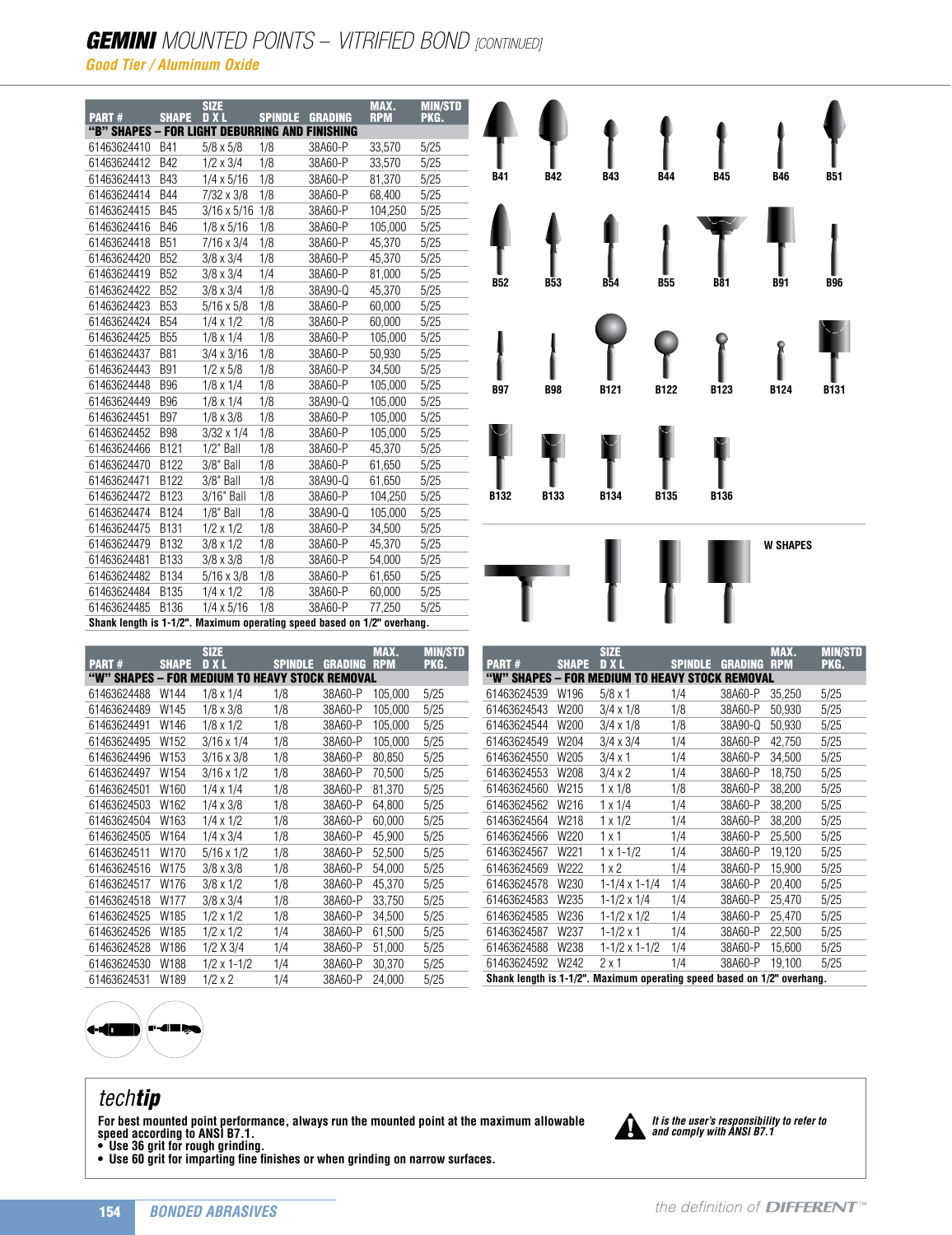# *GEMINI* MOUNTED POINTS – VITRIFIED BOND *[CONTINUED]*

## *Good Tier / Aluminum Oxide*

| PART # | SHAPE | SIZE D X L | SPINDLE | GRADING | MAX. RPM | MIN/STD PKG. |
|---|---|---|---|---|---|---|
| **"B" SHAPES – FOR LIGHT DEBURRING AND FINISHING** | | | | | | |
| 61463624410 | B41 | 5/8 x 5/8 | 1/8 | 38A60-P | 33,570 | 5/25 |
| 61463624412 | B42 | 1/2 x 3/4 | 1/8 | 38A60-P | 33,570 | 5/25 |
| 61463624413 | B43 | 1/4 x 5/16 | 1/8 | 38A60-P | 81,370 | 5/25 |
| 61463624414 | B44 | 7/32 x 3/8 | 1/8 | 38A60-P | 68,400 | 5/25 |
| 61463624415 | B45 | 3/16 x 5/16 | 1/8 | 38A60-P | 104,250 | 5/25 |
| 61463624416 | B46 | 1/8 x 5/16 | 1/8 | 38A60-P | 105,000 | 5/25 |
| 61463624418 | B51 | 7/16 x 3/4 | 1/8 | 38A60-P | 45,370 | 5/25 |
| 61463624420 | B52 | 3/8 x 3/4 | 1/8 | 38A60-P | 45,370 | 5/25 |
| 61463624419 | B52 | 3/8 x 3/4 | 1/4 | 38A60-P | 81,000 | 5/25 |
| 61463624422 | B52 | 3/8 x 3/4 | 1/8 | 38A90-Q | 45,370 | 5/25 |
| 61463624423 | B53 | 5/16 x 5/8 | 1/8 | 38A60-P | 60,000 | 5/25 |
| 61463624424 | B54 | 1/4 x 1/2 | 1/8 | 38A60-P | 60,000 | 5/25 |
| 61463624425 | B55 | 1/8 x 1/4 | 1/8 | 38A60-P | 105,000 | 5/25 |
| 61463624437 | B81 | 3/4 x 3/16 | 1/8 | 38A60-P | 50,930 | 5/25 |
| 61463624443 | B91 | 1/2 x 5/8 | 1/8 | 38A60-P | 34,500 | 5/25 |
| 61463624448 | B96 | 1/8 x 1/4 | 1/8 | 38A60-P | 105,000 | 5/25 |
| 61463624449 | B96 | 1/8 x 1/4 | 1/8 | 38A90-Q | 105,000 | 5/25 |
| 61463624451 | B97 | 1/8 x 3/8 | 1/8 | 38A60-P | 105,000 | 5/25 |
| 61463624452 | B98 | 3/32 x 1/4 | 1/8 | 38A60-P | 105,000 | 5/25 |
| 61463624466 | B121 | 1/2" Ball | 1/8 | 38A60-P | 45,370 | 5/25 |
| 61463624470 | B122 | 3/8" Ball | 1/8 | 38A60-P | 61,650 | 5/25 |
| 61463624471 | B122 | 3/8" Ball | 1/8 | 38A90-Q | 61,650 | 5/25 |
| 61463624472 | B123 | 3/16" Ball | 1/8 | 38A60-P | 104,250 | 5/25 |
| 61463624474 | B124 | 1/8" Ball | 1/8 | 38A90-Q | 105,000 | 5/25 |
| 61463624475 | B131 | 1/2 x 1/2 | 1/8 | 38A60-P | 34,500 | 5/25 |
| 61463624479 | B132 | 3/8 x 1/2 | 1/8 | 38A60-P | 45,370 | 5/25 |
| 61463624481 | B133 | 3/8 x 3/8 | 1/8 | 38A60-P | 54,000 | 5/25 |
| 61463624482 | B134 | 5/16 x 3/8 | 1/8 | 38A60-P | 61,650 | 5/25 |
| 61463624484 | B135 | 1/4 x 1/2 | 1/8 | 38A60-P | 60,000 | 5/25 |
| 61463624485 | B136 | 1/4 x 5/16 | 1/8 | 38A60-P | 77,250 | 5/25 |

**Shank length is 1-1/2". Maximum operating speed based on 1/2" overhang.**

B41 B42 B43 B44 B45 B46 B51
B52 B53 B54 B55 B81 B91 B96
B97 B98 B121 B122 B123 B124 B131
B132 B133 B134 B135 B136

W SHAPES

| PART # | SHAPE | SIZE D X L | SPINDLE | GRADING | MAX. RPM | MIN/STD PKG. |
|---|---|---|---|---|---|---|
| **"W" SHAPES – FOR MEDIUM TO HEAVY STOCK REMOVAL** | | | | | | |
| 61463624488 | W144 | 1/8 x 1/4 | 1/8 | 38A60-P | 105,000 | 5/25 |
| 61463624489 | W145 | 1/8 x 3/8 | 1/8 | 38A60-P | 105,000 | 5/25 |
| 61463624491 | W146 | 1/8 x 1/2 | 1/8 | 38A60-P | 105,000 | 5/25 |
| 61463624495 | W152 | 3/16 x 1/4 | 1/8 | 38A60-P | 105,000 | 5/25 |
| 61463624496 | W153 | 3/16 x 3/8 | 1/8 | 38A60-P | 80,850 | 5/25 |
| 61463624497 | W154 | 3/16 x 1/2 | 1/8 | 38A60-P | 70,500 | 5/25 |
| 61463624501 | W160 | 1/4 x 1/4 | 1/8 | 38A60-P | 81,370 | 5/25 |
| 61463624503 | W162 | 1/4 x 3/8 | 1/8 | 38A60-P | 64,800 | 5/25 |
| 61463624504 | W163 | 1/4 x 1/2 | 1/8 | 38A60-P | 60,000 | 5/25 |
| 61463624505 | W164 | 1/4 x 3/4 | 1/8 | 38A60-P | 45,900 | 5/25 |
| 61463624511 | W170 | 5/16 x 1/2 | 1/8 | 38A60-P | 52,500 | 5/25 |
| 61463624516 | W175 | 3/8 x 3/8 | 1/8 | 38A60-P | 54,000 | 5/25 |
| 61463624517 | W176 | 3/8 x 1/2 | 1/8 | 38A60-P | 45,370 | 5/25 |
| 61463624518 | W177 | 3/8 x 3/4 | 1/8 | 38A60-P | 33,750 | 5/25 |
| 61463624525 | W185 | 1/2 x 1/2 | 1/8 | 38A60-P | 34,500 | 5/25 |
| 61463624526 | W185 | 1/2 x 1/2 | 1/4 | 38A60-P | 61,500 | 5/25 |
| 61463624528 | W186 | 1/2 X 3/4 | 1/4 | 38A60-P | 51,000 | 5/25 |
| 61463624530 | W188 | 1/2 x 1-1/2 | 1/4 | 38A60-P | 30,370 | 5/25 |
| 61463624531 | W189 | 1/2 x 2 | 1/4 | 38A60-P | 24,000 | 5/25 |

| PART # | SHAPE | SIZE D X L | SPINDLE | GRADING | MAX. RPM | MIN/STD PKG. |
|---|---|---|---|---|---|---|
| **"W" SHAPES – FOR MEDIUM TO HEAVY STOCK REMOVAL** | | | | | | |
| 61463624539 | W196 | 5/8 x 1 | 1/4 | 38A60-P | 35,250 | 5/25 |
| 61463624543 | W200 | 3/4 x 1/8 | 1/8 | 38A60-P | 50,930 | 5/25 |
| 61463624544 | W200 | 3/4 x 1/8 | 1/8 | 38A90-Q | 50,930 | 5/25 |
| 61463624549 | W204 | 3/4 x 3/4 | 1/4 | 38A60-P | 42,750 | 5/25 |
| 61463624550 | W205 | 3/4 x 1 | 1/4 | 38A60-P | 34,500 | 5/25 |
| 61463624553 | W208 | 3/4 x 2 | 1/4 | 38A60-P | 18,750 | 5/25 |
| 61463624560 | W215 | 1 x 1/8 | 1/8 | 38A60-P | 38,200 | 5/25 |
| 61463624562 | W216 | 1 x 1/4 | 1/4 | 38A60-P | 38,200 | 5/25 |
| 61463624564 | W218 | 1 x 1/2 | 1/4 | 38A60-P | 38,200 | 5/25 |
| 61463624566 | W220 | 1 x 1 | 1/4 | 38A60-P | 25,500 | 5/25 |
| 61463624567 | W221 | 1 x 1-1/2 | 1/4 | 38A60-P | 19,120 | 5/25 |
| 61463624569 | W222 | 1 x 2 | 1/4 | 38A60-P | 15,900 | 5/25 |
| 61463624578 | W230 | 1-1/4 x 1-1/4 | 1/4 | 38A60-P | 20,400 | 5/25 |
| 61463624583 | W235 | 1-1/2 x 1/4 | 1/4 | 38A60-P | 25,470 | 5/25 |
| 61463624585 | W236 | 1-1/2 x 1/2 | 1/4 | 38A60-P | 25,470 | 5/25 |
| 61463624587 | W237 | 1-1/2 x 1 | 1/4 | 38A60-P | 22,500 | 5/25 |
| 61463624588 | W238 | 1-1/2 x 1-1/2 | 1/4 | 38A60-P | 15,600 | 5/25 |
| 61463624592 | W242 | 2 x 1 | 1/4 | 38A60-P | 19,100 | 5/25 |

**Shank length is 1-1/2". Maximum operating speed based on 1/2" overhang.**

## tech***tip***

**For best mounted point performance, always run the mounted point at the maximum allowable speed according to ANSI B7.1.**

- **Use 36 grit for rough grinding.**
- **Use 60 grit for imparting fine finishes or when grinding on narrow surfaces.**

***It is the user's responsibility to refer to and comply with ANSI B7.1***